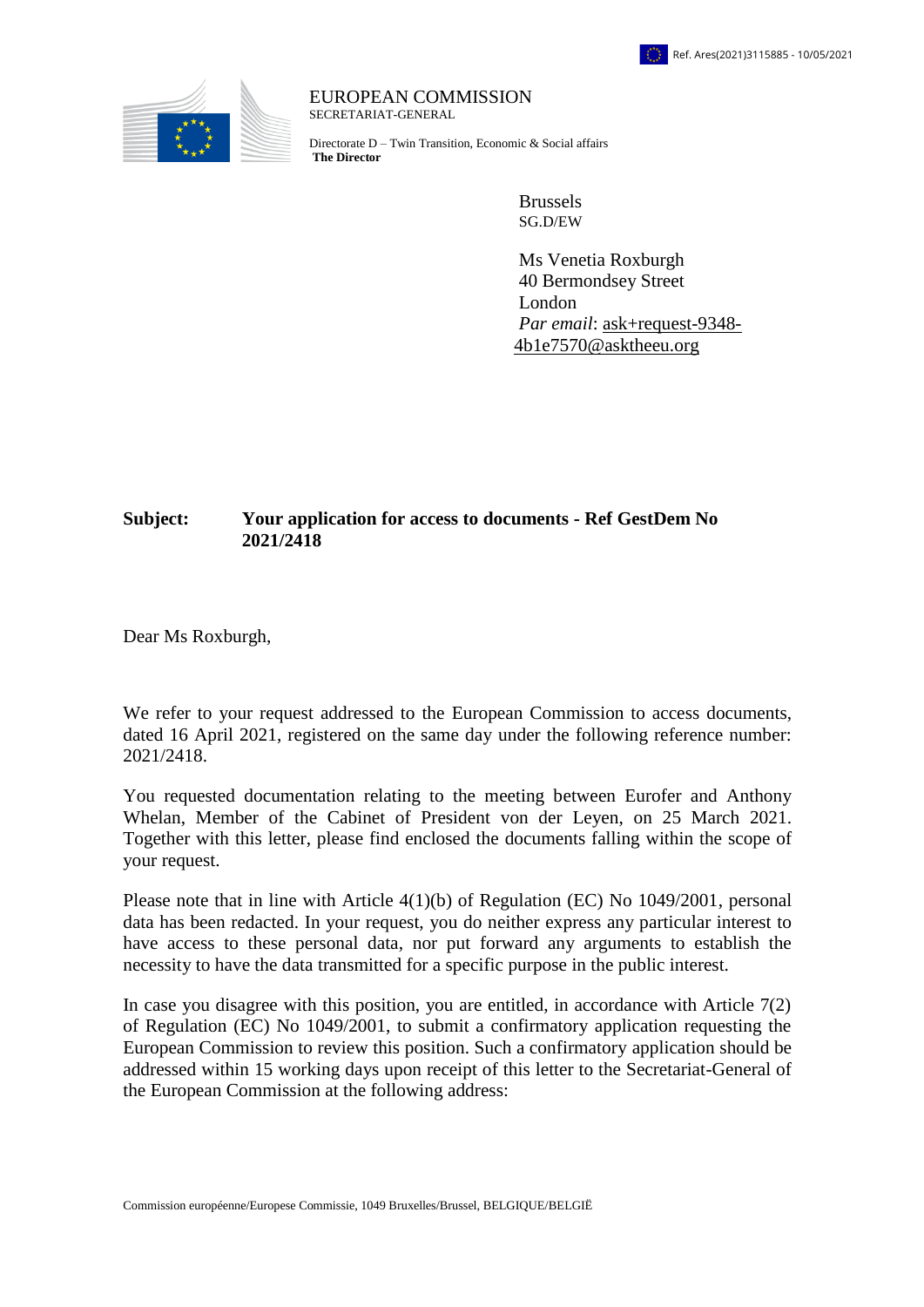Ref. Ares(2021)3115885 - 10/05/2021

EUROPEAN COMMISSION
SECRETARIAT-GENERAL

Directorate D – Twin Transition, Economic & Social affairs
**The Director**

Brussels
SG.D/EW

Ms Venetia Roxburgh
40 Bermondsey Street
London
*Par email*: ask+request-9348-4b1e7570@asktheeu.org

**Subject: Your application for access to documents - Ref GestDem No 2021/2418**

Dear Ms Roxburgh,

We refer to your request addressed to the European Commission to access documents, dated 16 April 2021, registered on the same day under the following reference number: 2021/2418.

You requested documentation relating to the meeting between Eurofer and Anthony Whelan, Member of the Cabinet of President von der Leyen, on 25 March 2021. Together with this letter, please find enclosed the documents falling within the scope of your request.

Please note that in line with Article 4(1)(b) of Regulation (EC) No 1049/2001, personal data has been redacted. In your request, you do neither express any particular interest to have access to these personal data, nor put forward any arguments to establish the necessity to have the data transmitted for a specific purpose in the public interest.

In case you disagree with this position, you are entitled, in accordance with Article 7(2) of Regulation (EC) No 1049/2001, to submit a confirmatory application requesting the European Commission to review this position. Such a confirmatory application should be addressed within 15 working days upon receipt of this letter to the Secretariat-General of the European Commission at the following address:

Commission européenne/Europese Commissie, 1049 Bruxelles/Brussel, BELGIQUE/BELGIË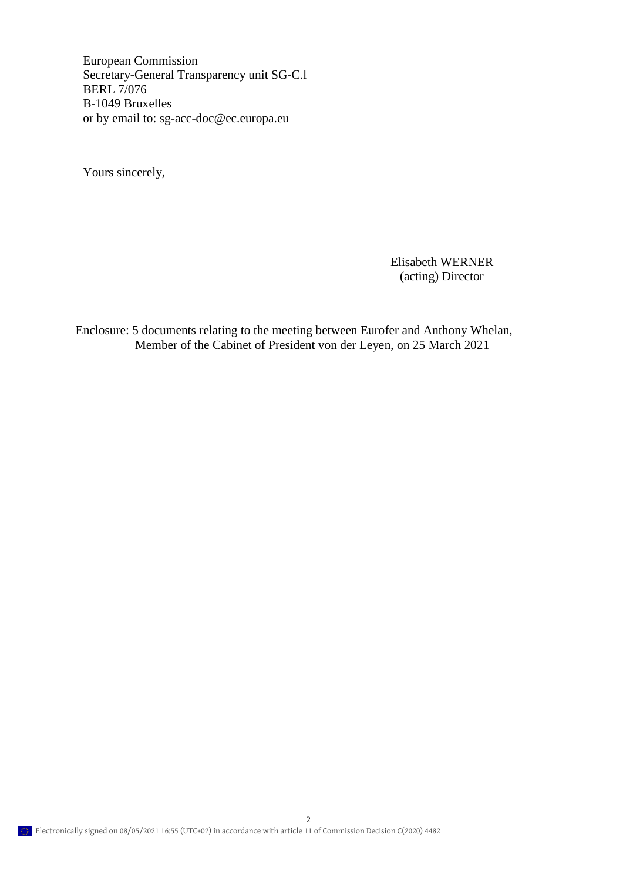European Commission
Secretary-General Transparency unit SG-C.l
BERL 7/076
B-1049 Bruxelles
or by email to: sg-acc-doc@ec.europa.eu

Yours sincerely,

Elisabeth WERNER
(acting) Director

Enclosure: 5 documents relating to the meeting between Eurofer and Anthony Whelan, Member of the Cabinet of President von der Leyen, on 25 March 2021

Electronically signed on 08/05/2021 16:55 (UTC+02) in accordance with article 11 of Commission Decision C(2020) 4482